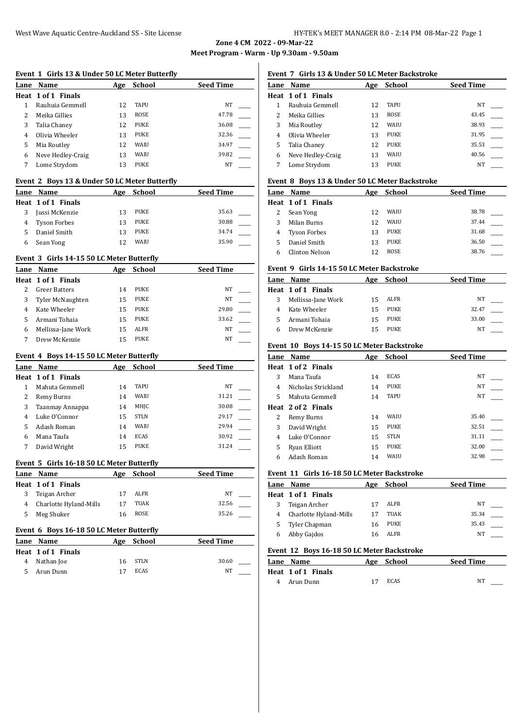**Zone 4 CM 2022 - 09-Mar-22**

**Meet Program - Warm - Up 9.30am - 9.50am**

### Event 1 Girls 13 & Under 50 LC Meter Butterfly

| Lane | Name | Age | School | Seed Time |
|---|---|---|---|---|
| **Heat 1 of 1 Finals** | | | | |
| 1 | Rauhuia Gemmell | 12 | TAPU | NT |
| 2 | Meika Gillies | 13 | ROSE | 47.78 |
| 3 | Talia Chaney | 12 | PUKE | 36.08 |
| 4 | Olivia Wheeler | 13 | PUKE | 32.36 |
| 5 | Mia Routley | 12 | WAIU | 34.97 |
| 6 | Neve Hedley-Craig | 13 | WAIU | 39.82 |
| 7 | Lome Strydom | 13 | PUKE | NT |

### Event 2 Boys 13 & Under 50 LC Meter Butterfly

| Lane | Name | Age | School | Seed Time |
|---|---|---|---|---|
| **Heat 1 of 1 Finals** | | | | |
| 3 | Jussi McKenzie | 13 | PUKE | 35.63 |
| 4 | Tyson Forbes | 13 | PUKE | 30.88 |
| 5 | Daniel Smith | 13 | PUKE | 34.74 |
| 6 | Sean Yong | 12 | WAIU | 35.90 |

### Event 3 Girls 14-15 50 LC Meter Butterfly

| Lane | Name | Age | School | Seed Time |
|---|---|---|---|---|
| **Heat 1 of 1 Finals** | | | | |
| 2 | Greer Batters | 14 | PUKE | NT |
| 3 | Tyler McNaughten | 15 | PUKE | NT |
| 4 | Kate Wheeler | 15 | PUKE | 29.80 |
| 5 | Armani Tohaia | 15 | PUKE | 33.62 |
| 6 | Mellissa-Jane Work | 15 | ALFR | NT |
| 7 | Drew McKenzie | 15 | PUKE | NT |

### Event 4 Boys 14-15 50 LC Meter Butterfly

| Lane | Name | Age | School | Seed Time |
|---|---|---|---|---|
| **Heat 1 of 1 Finals** | | | | |
| 1 | Mahuta Gemmell | 14 | TAPU | NT |
| 2 | Remy Burns | 14 | WAIU | 31.21 |
| 3 | Taanmay Annappa | 14 | MHJC | 30.08 |
| 4 | Luke O'Connor | 15 | STLN | 29.17 |
| 5 | Adash Roman | 14 | WAIU | 29.94 |
| 6 | Mana Taufa | 14 | ECAS | 30.92 |
| 7 | David Wright | 15 | PUKE | 31.24 |

### Event 5 Girls 16-18 50 LC Meter Butterfly

| Lane | Name | Age | School | Seed Time |
|---|---|---|---|---|
| **Heat 1 of 1 Finals** | | | | |
| 3 | Teigan Archer | 17 | ALFR | NT |
| 4 | Charlotte Hyland-Mills | 17 | TUAK | 32.56 |
| 5 | Meg Shuker | 16 | ROSE | 35.26 |

### Event 6 Boys 16-18 50 LC Meter Butterfly

| Lane | Name | Age | School | Seed Time |
|---|---|---|---|---|
| **Heat 1 of 1 Finals** | | | | |
| 4 | Nathan Joe | 16 | STLN | 30.60 |
| 5 | Arun Dunn | 17 | ECAS | NT |

### Event 7 Girls 13 & Under 50 LC Meter Backstroke

| Lane | Name | Age | School | Seed Time |
|---|---|---|---|---|
| **Heat 1 of 1 Finals** | | | | |
| 1 | Rauhuia Gemmell | 12 | TAPU | NT |
| 2 | Meika Gillies | 13 | ROSE | 43.45 |
| 3 | Mia Routley | 12 | WAIU | 38.93 |
| 4 | Olivia Wheeler | 13 | PUKE | 31.95 |
| 5 | Talia Chaney | 12 | PUKE | 35.53 |
| 6 | Neve Hedley-Craig | 13 | WAIU | 40.56 |
| 7 | Lome Strydom | 13 | PUKE | NT |

### Event 8 Boys 13 & Under 50 LC Meter Backstroke

| Lane | Name | Age | School | Seed Time |
|---|---|---|---|---|
| **Heat 1 of 1 Finals** | | | | |
| 2 | Sean Yong | 12 | WAIU | 38.78 |
| 3 | Milan Burns | 12 | WAIU | 37.44 |
| 4 | Tyson Forbes | 13 | PUKE | 31.68 |
| 5 | Daniel Smith | 13 | PUKE | 36.50 |
| 6 | Clinton Nelson | 12 | ROSE | 38.76 |

### Event 9 Girls 14-15 50 LC Meter Backstroke

| Lane | Name | Age | School | Seed Time |
|---|---|---|---|---|
| **Heat 1 of 1 Finals** | | | | |
| 3 | Mellissa-Jane Work | 15 | ALFR | NT |
| 4 | Kate Wheeler | 15 | PUKE | 32.47 |
| 5 | Armani Tohaia | 15 | PUKE | 33.00 |
| 6 | Drew McKenzie | 15 | PUKE | NT |

### Event 10 Boys 14-15 50 LC Meter Backstroke

| Lane | Name | Age | School | Seed Time |
|---|---|---|---|---|
| **Heat 1 of 2 Finals** | | | | |
| 3 | Mana Taufa | 14 | ECAS | NT |
| 4 | Nicholas Strickland | 14 | PUKE | NT |
| 5 | Mahuta Gemmell | 14 | TAPU | NT |
| **Heat 2 of 2 Finals** | | | | |
| 2 | Remy Burns | 14 | WAIU | 35.40 |
| 3 | David Wright | 15 | PUKE | 32.51 |
| 4 | Luke O'Connor | 15 | STLN | 31.11 |
| 5 | Ryan Elliott | 15 | PUKE | 32.00 |
| 6 | Adash Roman | 14 | WAIU | 32.98 |

### Event 11 Girls 16-18 50 LC Meter Backstroke

| Lane | Name | Age | School | Seed Time |
|---|---|---|---|---|
| **Heat 1 of 1 Finals** | | | | |
| 3 | Teigan Archer | 17 | ALFR | NT |
| 4 | Charlotte Hyland-Mills | 17 | TUAK | 35.34 |
| 5 | Tyler Chapman | 16 | PUKE | 35.43 |
| 6 | Abby Gajdos | 16 | ALFR | NT |

### Event 12 Boys 16-18 50 LC Meter Backstroke

| Lane | Name | Age | School | Seed Time |
|---|---|---|---|---|
| **Heat 1 of 1 Finals** | | | | |
| 4 | Arun Dunn | 17 | ECAS | NT |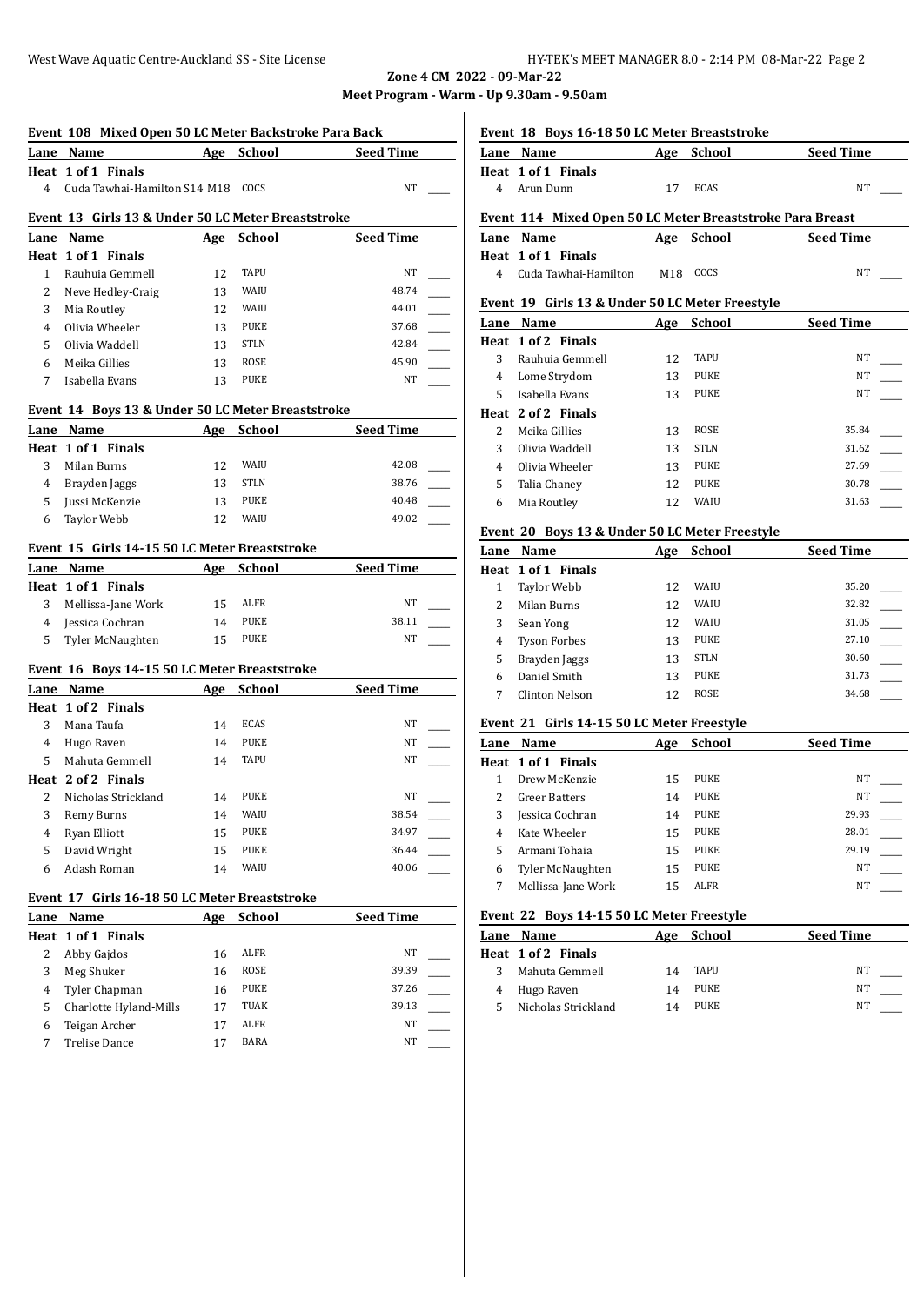**Zone 4 CM 2022 - 09-Mar-22**

**Meet Program - Warm - Up 9.30am - 9.50am**

### Event 108 Mixed Open 50 LC Meter Backstroke Para Back

| Lane | Name | Age | School | Seed Time |
|---|---|---|---|---|
| **Heat 1 of 1 Finals** | | | | |
| 4 | Cuda Tawhai-Hamilton S14 | M18 | COCS | NT |

### Event 13 Girls 13 & Under 50 LC Meter Breaststroke

| Lane | Name | Age | School | Seed Time |
|---|---|---|---|---|
| **Heat 1 of 1 Finals** | | | | |
| 1 | Rauhuia Gemmell | 12 | TAPU | NT |
| 2 | Neve Hedley-Craig | 13 | WAIU | 48.74 |
| 3 | Mia Routley | 12 | WAIU | 44.01 |
| 4 | Olivia Wheeler | 13 | PUKE | 37.68 |
| 5 | Olivia Waddell | 13 | STLN | 42.84 |
| 6 | Meika Gillies | 13 | ROSE | 45.90 |
| 7 | Isabella Evans | 13 | PUKE | NT |

### Event 14 Boys 13 & Under 50 LC Meter Breaststroke

| Lane | Name | Age | School | Seed Time |
|---|---|---|---|---|
| **Heat 1 of 1 Finals** | | | | |
| 3 | Milan Burns | 12 | WAIU | 42.08 |
| 4 | Brayden Jaggs | 13 | STLN | 38.76 |
| 5 | Jussi McKenzie | 13 | PUKE | 40.48 |
| 6 | Taylor Webb | 12 | WAIU | 49.02 |

### Event 15 Girls 14-15 50 LC Meter Breaststroke

| Lane | Name | Age | School | Seed Time |
|---|---|---|---|---|
| **Heat 1 of 1 Finals** | | | | |
| 3 | Mellissa-Jane Work | 15 | ALFR | NT |
| 4 | Jessica Cochran | 14 | PUKE | 38.11 |
| 5 | Tyler McNaughten | 15 | PUKE | NT |

### Event 16 Boys 14-15 50 LC Meter Breaststroke

| Lane | Name | Age | School | Seed Time |
|---|---|---|---|---|
| **Heat 1 of 2 Finals** | | | | |
| 3 | Mana Taufa | 14 | ECAS | NT |
| 4 | Hugo Raven | 14 | PUKE | NT |
| 5 | Mahuta Gemmell | 14 | TAPU | NT |
| **Heat 2 of 2 Finals** | | | | |
| 2 | Nicholas Strickland | 14 | PUKE | NT |
| 3 | Remy Burns | 14 | WAIU | 38.54 |
| 4 | Ryan Elliott | 15 | PUKE | 34.97 |
| 5 | David Wright | 15 | PUKE | 36.44 |
| 6 | Adash Roman | 14 | WAIU | 40.06 |

### Event 17 Girls 16-18 50 LC Meter Breaststroke

| Lane | Name | Age | School | Seed Time |
|---|---|---|---|---|
| **Heat 1 of 1 Finals** | | | | |
| 2 | Abby Gajdos | 16 | ALFR | NT |
| 3 | Meg Shuker | 16 | ROSE | 39.39 |
| 4 | Tyler Chapman | 16 | PUKE | 37.26 |
| 5 | Charlotte Hyland-Mills | 17 | TUAK | 39.13 |
| 6 | Teigan Archer | 17 | ALFR | NT |
| 7 | Trelise Dance | 17 | BARA | NT |

### Event 18 Boys 16-18 50 LC Meter Breaststroke

| Lane | Name | Age | School | Seed Time |
|---|---|---|---|---|
| **Heat 1 of 1 Finals** | | | | |
| 4 | Arun Dunn | 17 | ECAS | NT |

### Event 114 Mixed Open 50 LC Meter Breaststroke Para Breast

| Lane | Name | Age | School | Seed Time |
|---|---|---|---|---|
| **Heat 1 of 1 Finals** | | | | |
| 4 | Cuda Tawhai-Hamilton | M18 | COCS | NT |

### Event 19 Girls 13 & Under 50 LC Meter Freestyle

| Lane | Name | Age | School | Seed Time |
|---|---|---|---|---|
| **Heat 1 of 2 Finals** | | | | |
| 3 | Rauhuia Gemmell | 12 | TAPU | NT |
| 4 | Lome Strydom | 13 | PUKE | NT |
| 5 | Isabella Evans | 13 | PUKE | NT |
| **Heat 2 of 2 Finals** | | | | |
| 2 | Meika Gillies | 13 | ROSE | 35.84 |
| 3 | Olivia Waddell | 13 | STLN | 31.62 |
| 4 | Olivia Wheeler | 13 | PUKE | 27.69 |
| 5 | Talia Chaney | 12 | PUKE | 30.78 |
| 6 | Mia Routley | 12 | WAIU | 31.63 |

### Event 20 Boys 13 & Under 50 LC Meter Freestyle

| Lane | Name | Age | School | Seed Time |
|---|---|---|---|---|
| **Heat 1 of 1 Finals** | | | | |
| 1 | Taylor Webb | 12 | WAIU | 35.20 |
| 2 | Milan Burns | 12 | WAIU | 32.82 |
| 3 | Sean Yong | 12 | WAIU | 31.05 |
| 4 | Tyson Forbes | 13 | PUKE | 27.10 |
| 5 | Brayden Jaggs | 13 | STLN | 30.60 |
| 6 | Daniel Smith | 13 | PUKE | 31.73 |
| 7 | Clinton Nelson | 12 | ROSE | 34.68 |

### Event 21 Girls 14-15 50 LC Meter Freestyle

| Lane | Name | Age | School | Seed Time |
|---|---|---|---|---|
| **Heat 1 of 1 Finals** | | | | |
| 1 | Drew McKenzie | 15 | PUKE | NT |
| 2 | Greer Batters | 14 | PUKE | NT |
| 3 | Jessica Cochran | 14 | PUKE | 29.93 |
| 4 | Kate Wheeler | 15 | PUKE | 28.01 |
| 5 | Armani Tohaia | 15 | PUKE | 29.19 |
| 6 | Tyler McNaughten | 15 | PUKE | NT |
| 7 | Mellissa-Jane Work | 15 | ALFR | NT |

### Event 22 Boys 14-15 50 LC Meter Freestyle

| Lane | Name | Age | School | Seed Time |
|---|---|---|---|---|
| **Heat 1 of 2 Finals** | | | | |
| 3 | Mahuta Gemmell | 14 | TAPU | NT |
| 4 | Hugo Raven | 14 | PUKE | NT |
| 5 | Nicholas Strickland | 14 | PUKE | NT |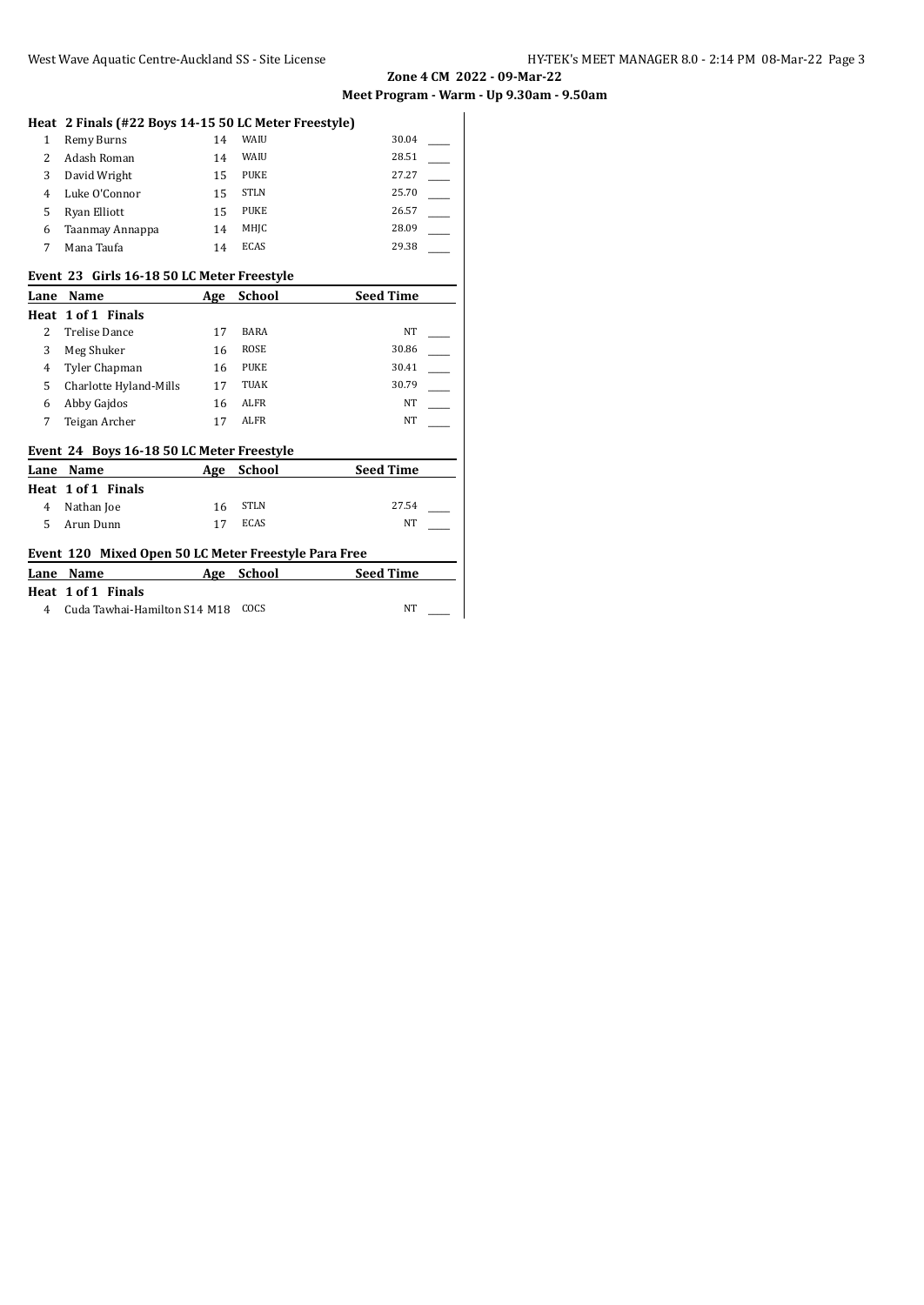**Zone 4 CM 2022 - 09-Mar-22**

**Meet Program - Warm - Up 9.30am - 9.50am**

### Heat 2 Finals (#22 Boys 14-15 50 LC Meter Freestyle)

| Lane | Name | Age | School | Seed Time | |
|---|---|---|---|---|---|
| 1 | Remy Burns | 14 | WAIU | 30.04 | ____ |
| 2 | Adash Roman | 14 | WAIU | 28.51 | ____ |
| 3 | David Wright | 15 | PUKE | 27.27 | ____ |
| 4 | Luke O'Connor | 15 | STLN | 25.70 | ____ |
| 5 | Ryan Elliott | 15 | PUKE | 26.57 | ____ |
| 6 | Taanmay Annappa | 14 | MHJC | 28.09 | ____ |
| 7 | Mana Taufa | 14 | ECAS | 29.38 | ____ |

### Event 23 Girls 16-18 50 LC Meter Freestyle

| Lane | Name | Age | School | Seed Time | |
|---|---|---|---|---|---|
| **Heat 1 of 1 Finals** | | | | | |
| 2 | Trelise Dance | 17 | BARA | NT | ____ |
| 3 | Meg Shuker | 16 | ROSE | 30.86 | ____ |
| 4 | Tyler Chapman | 16 | PUKE | 30.41 | ____ |
| 5 | Charlotte Hyland-Mills | 17 | TUAK | 30.79 | ____ |
| 6 | Abby Gajdos | 16 | ALFR | NT | ____ |
| 7 | Teigan Archer | 17 | ALFR | NT | ____ |

### Event 24 Boys 16-18 50 LC Meter Freestyle

| Lane | Name | Age | School | Seed Time | |
|---|---|---|---|---|---|
| **Heat 1 of 1 Finals** | | | | | |
| 4 | Nathan Joe | 16 | STLN | 27.54 | ____ |
| 5 | Arun Dunn | 17 | ECAS | NT | ____ |

### Event 120 Mixed Open 50 LC Meter Freestyle Para Free

| Lane | Name | Age | School | Seed Time | |
|---|---|---|---|---|---|
| **Heat 1 of 1 Finals** | | | | | |
| 4 | Cuda Tawhai-Hamilton S14 | M18 | COCS | NT | ____ |